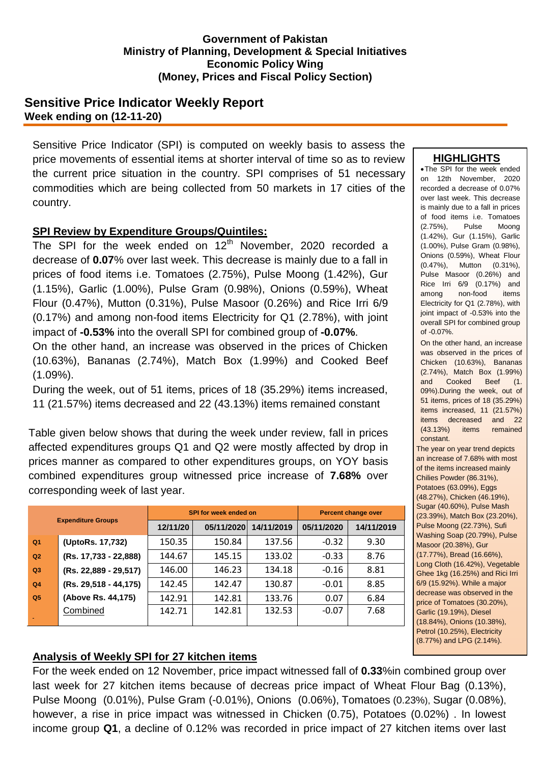**Government of Pakistan**
**Ministry of Planning, Development & Special Initiatives**
**Economic Policy Wing**
**(Money, Prices and Fiscal Policy Section)**

# Sensitive Price Indicator Weekly Report

**Week ending on (12-11-20)**

Sensitive Price Indicator (SPI) is computed on weekly basis to assess the price movements of essential items at shorter interval of time so as to review the current price situation in the country. SPI comprises of 51 necessary commodities which are being collected from 50 markets in 17 cities of the country.

## SPI Review by Expenditure Groups/Quintiles:

The SPI for the week ended on 12th November, 2020 recorded a decrease of **0.07**% over last week. This decrease is mainly due to a fall in prices of food items i.e. Tomatoes (2.75%), Pulse Moong (1.42%), Gur (1.15%), Garlic (1.00%), Pulse Gram (0.98%), Onions (0.59%), Wheat Flour (0.47%), Mutton (0.31%), Pulse Masoor (0.26%) and Rice Irri 6/9 (0.17%) and among non-food items Electricity for Q1 (2.78%), with joint impact of **-0.53%** into the overall SPI for combined group of **-0.07%**.

On the other hand, an increase was observed in the prices of Chicken (10.63%), Bananas (2.74%), Match Box (1.99%) and Cooked Beef (1.09%).

During the week, out of 51 items, prices of 18 (35.29%) items increased, 11 (21.57%) items decreased and 22 (43.13%) items remained constant

Table given below shows that during the week under review, fall in prices affected expenditures groups Q1 and Q2 were mostly affected by drop in prices manner as compared to other expenditures groups, on YOY basis combined expenditures group witnessed price increase of **7.68%** over corresponding week of last year.

| Expenditure Groups | | SPI for week ended on | | | Percent change over | |
|---|---|---|---|---|---|---|
| | | 12/11/20 | 05/11/2020 | 14/11/2019 | 05/11/2020 | 14/11/2019 |
| Q1 | (UptoRs. 17,732) | 150.35 | 150.84 | 137.56 | -0.32 | 9.30 |
| Q2 | (Rs. 17,733 - 22,888) | 144.67 | 145.15 | 133.02 | -0.33 | 8.76 |
| Q3 | (Rs. 22,889 - 29,517) | 146.00 | 146.23 | 134.18 | -0.16 | 8.81 |
| Q4 | (Rs. 29,518 - 44,175) | 142.45 | 142.47 | 130.87 | -0.01 | 8.85 |
| Q5 | (Above Rs. 44,175) | 142.91 | 142.81 | 133.76 | 0.07 | 6.84 |
| | Combined | 142.71 | 142.81 | 132.53 | -0.07 | 7.68 |

## HIGHLIGHTS

- The SPI for the week ended on 12th November, 2020 recorded a decrease of 0.07% over last week. This decrease is mainly due to a fall in prices of food items i.e. Tomatoes (2.75%), Pulse Moong (1.42%), Gur (1.15%), Garlic (1.00%), Pulse Gram (0.98%), Onions (0.59%), Wheat Flour (0.47%), Mutton (0.31%), Pulse Masoor (0.26%) and Rice Irri 6/9 (0.17%) and among non-food items Electricity for Q1 (2.78%), with joint impact of -0.53% into the overall SPI for combined group of -0.07%.

On the other hand, an increase was observed in the prices of Chicken (10.63%), Bananas (2.74%), Match Box (1.99%) and Cooked Beef (1. 09%).During the week, out of 51 items, prices of 18 (35.29%) items increased, 11 (21.57%) items decreased and 22 (43.13%) items remained constant.

The year on year trend depicts an increase of 7.68% with most of the items increased mainly Chilies Powder (86.31%), Potatoes (63.09%), Eggs (48.27%), Chicken (46.19%), Sugar (40.60%), Pulse Mash (23.39%), Match Box (23.20%), Pulse Moong (22.73%), Sufi Washing Soap (20.79%), Pulse Masoor (20.38%), Gur (17.77%), Bread (16.66%), Long Cloth (16.42%), Vegetable Ghee 1kg (16.25%) and Rici Irri 6/9 (15.92%). While a major decrease was observed in the price of Tomatoes (30.20%), Garlic (19.19%), Diesel (18.84%), Onions (10.38%), Petrol (10.25%), Electricity (8.77%) and LPG (2.14%).

## Analysis of Weekly SPI for 27 kitchen items

For the week ended on 12 November, price impact witnessed fall of **0.33**%in combined group over last week for 27 kitchen items because of decreas price impact of Wheat Flour Bag (0.13%), Pulse Moong (0.01%), Pulse Gram (-0.01%), Onions (0.06%), Tomatoes (0.23%), Sugar (0.08%), however, a rise in price impact was witnessed in Chicken (0.75), Potatoes (0.02%) . In lowest income group **Q1**, a decline of 0.12% was recorded in price impact of 27 kitchen items over last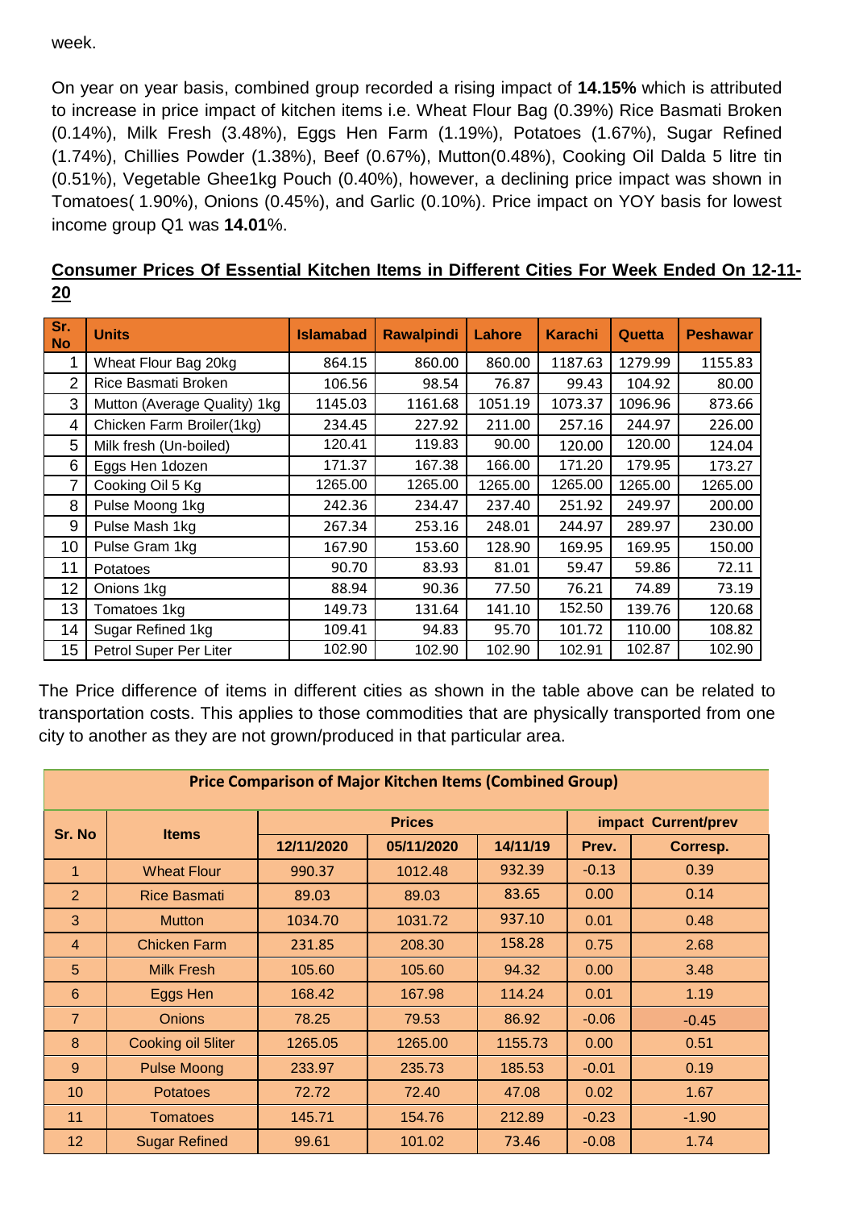week.

On year on year basis, combined group recorded a rising impact of **14.15%** which is attributed to increase in price impact of kitchen items i.e. Wheat Flour Bag (0.39%) Rice Basmati Broken (0.14%), Milk Fresh (3.48%), Eggs Hen Farm (1.19%), Potatoes (1.67%), Sugar Refined (1.74%), Chillies Powder (1.38%), Beef (0.67%), Mutton(0.48%), Cooking Oil Dalda 5 litre tin (0.51%), Vegetable Ghee1kg Pouch (0.40%), however, a declining price impact was shown in Tomatoes( 1.90%), Onions (0.45%), and Garlic (0.10%). Price impact on YOY basis for lowest income group Q1 was **14.01**%.

**Consumer Prices Of Essential Kitchen Items in Different Cities For Week Ended On 12-11-20**

| Sr. No | Units | Islamabad | Rawalpindi | Lahore | Karachi | Quetta | Peshawar |
|---|---|---|---|---|---|---|---|
| 1 | Wheat Flour Bag 20kg | 864.15 | 860.00 | 860.00 | 1187.63 | 1279.99 | 1155.83 |
| 2 | Rice Basmati Broken | 106.56 | 98.54 | 76.87 | 99.43 | 104.92 | 80.00 |
| 3 | Mutton (Average Quality) 1kg | 1145.03 | 1161.68 | 1051.19 | 1073.37 | 1096.96 | 873.66 |
| 4 | Chicken Farm Broiler(1kg) | 234.45 | 227.92 | 211.00 | 257.16 | 244.97 | 226.00 |
| 5 | Milk fresh (Un-boiled) | 120.41 | 119.83 | 90.00 | 120.00 | 120.00 | 124.04 |
| 6 | Eggs Hen 1dozen | 171.37 | 167.38 | 166.00 | 171.20 | 179.95 | 173.27 |
| 7 | Cooking Oil 5 Kg | 1265.00 | 1265.00 | 1265.00 | 1265.00 | 1265.00 | 1265.00 |
| 8 | Pulse Moong 1kg | 242.36 | 234.47 | 237.40 | 251.92 | 249.97 | 200.00 |
| 9 | Pulse Mash 1kg | 267.34 | 253.16 | 248.01 | 244.97 | 289.97 | 230.00 |
| 10 | Pulse Gram 1kg | 167.90 | 153.60 | 128.90 | 169.95 | 169.95 | 150.00 |
| 11 | Potatoes | 90.70 | 83.93 | 81.01 | 59.47 | 59.86 | 72.11 |
| 12 | Onions 1kg | 88.94 | 90.36 | 77.50 | 76.21 | 74.89 | 73.19 |
| 13 | Tomatoes 1kg | 149.73 | 131.64 | 141.10 | 152.50 | 139.76 | 120.68 |
| 14 | Sugar Refined 1kg | 109.41 | 94.83 | 95.70 | 101.72 | 110.00 | 108.82 |
| 15 | Petrol Super Per Liter | 102.90 | 102.90 | 102.90 | 102.91 | 102.87 | 102.90 |

The Price difference of items in different cities as shown in the table above can be related to transportation costs. This applies to those commodities that are physically transported from one city to another as they are not grown/produced in that particular area.

**Price Comparison of Major Kitchen Items (Combined Group)**

| Sr. No | Items | Prices | | | impact Current/prev | |
|---|---|---|---|---|---|---|
| | | 12/11/2020 | 05/11/2020 | 14/11/19 | Prev. | Corresp. |
| 1 | Wheat Flour | 990.37 | 1012.48 | 932.39 | -0.13 | 0.39 |
| 2 | Rice Basmati | 89.03 | 89.03 | 83.65 | 0.00 | 0.14 |
| 3 | Mutton | 1034.70 | 1031.72 | 937.10 | 0.01 | 0.48 |
| 4 | Chicken Farm | 231.85 | 208.30 | 158.28 | 0.75 | 2.68 |
| 5 | Milk Fresh | 105.60 | 105.60 | 94.32 | 0.00 | 3.48 |
| 6 | Eggs Hen | 168.42 | 167.98 | 114.24 | 0.01 | 1.19 |
| 7 | Onions | 78.25 | 79.53 | 86.92 | -0.06 | -0.45 |
| 8 | Cooking oil 5liter | 1265.05 | 1265.00 | 1155.73 | 0.00 | 0.51 |
| 9 | Pulse Moong | 233.97 | 235.73 | 185.53 | -0.01 | 0.19 |
| 10 | Potatoes | 72.72 | 72.40 | 47.08 | 0.02 | 1.67 |
| 11 | Tomatoes | 145.71 | 154.76 | 212.89 | -0.23 | -1.90 |
| 12 | Sugar Refined | 99.61 | 101.02 | 73.46 | -0.08 | 1.74 |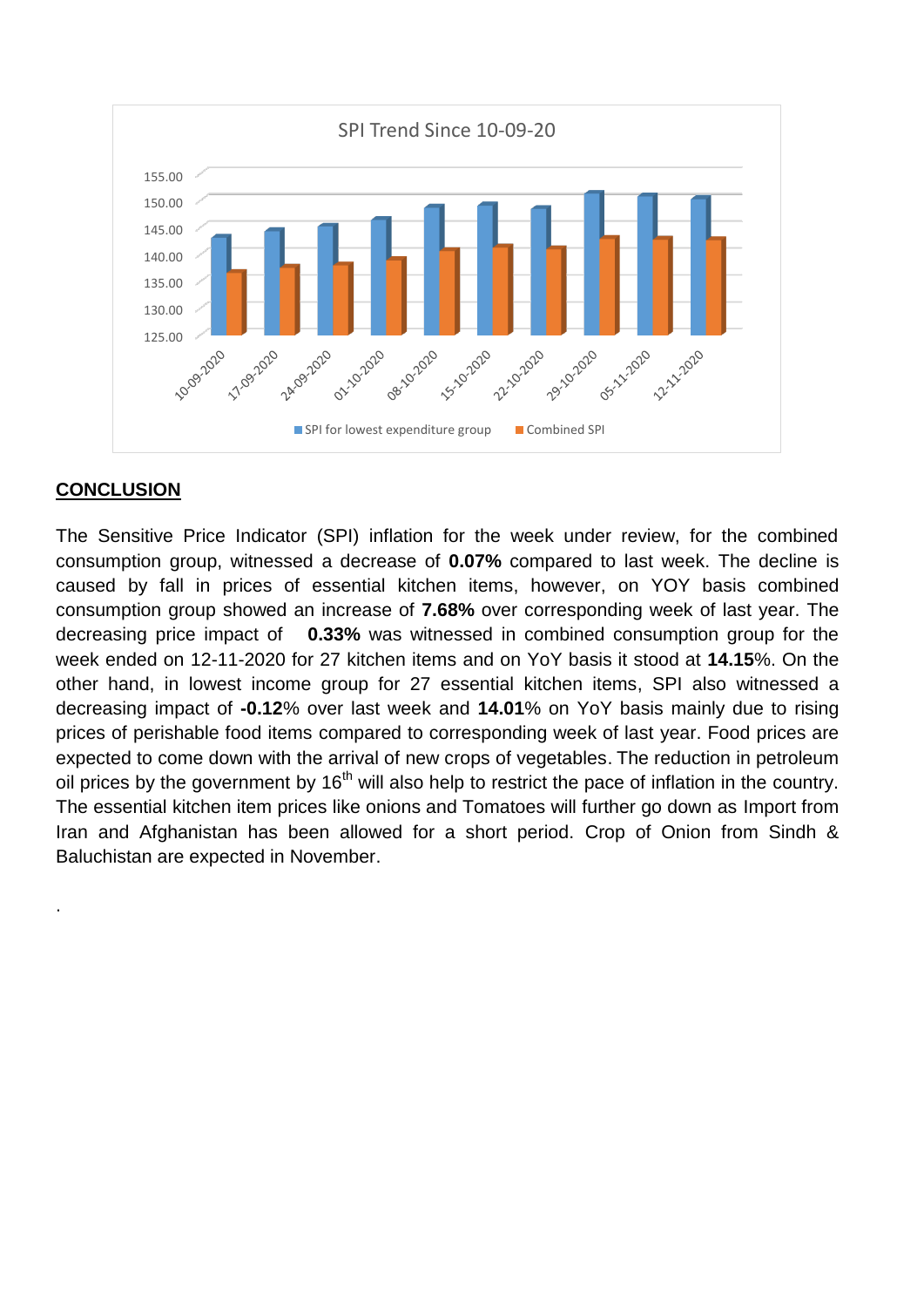SPI Trend Since 10-09-20

155.00
150.00
145.00
140.00
135.00
130.00
125.00

10-09-2020
17-09-2020
24-09-2020
01-10-2020
08-10-2020
15-10-2020
22-10-2020
29-10-2020
05-11-2020
12-11-2020

SPI for lowest expenditure group
Combined SPI

## CONCLUSION

The Sensitive Price Indicator (SPI) inflation for the week under review, for the combined consumption group, witnessed a decrease of **0.07%** compared to last week. The decline is caused by fall in prices of essential kitchen items, however, on YOY basis combined consumption group showed an increase of **7.68%** over corresponding week of last year. The decreasing price impact of **0.33%** was witnessed in combined consumption group for the week ended on 12-11-2020 for 27 kitchen items and on YoY basis it stood at **14.15**%. On the other hand, in lowest income group for 27 essential kitchen items, SPI also witnessed a decreasing impact of **-0.12**% over last week and **14.01**% on YoY basis mainly due to rising prices of perishable food items compared to corresponding week of last year. Food prices are expected to come down with the arrival of new crops of vegetables. The reduction in petroleum oil prices by the government by 16th will also help to restrict the pace of inflation in the country. The essential kitchen item prices like onions and Tomatoes will further go down as Import from Iran and Afghanistan has been allowed for a short period. Crop of Onion from Sindh & Baluchistan are expected in November.

.